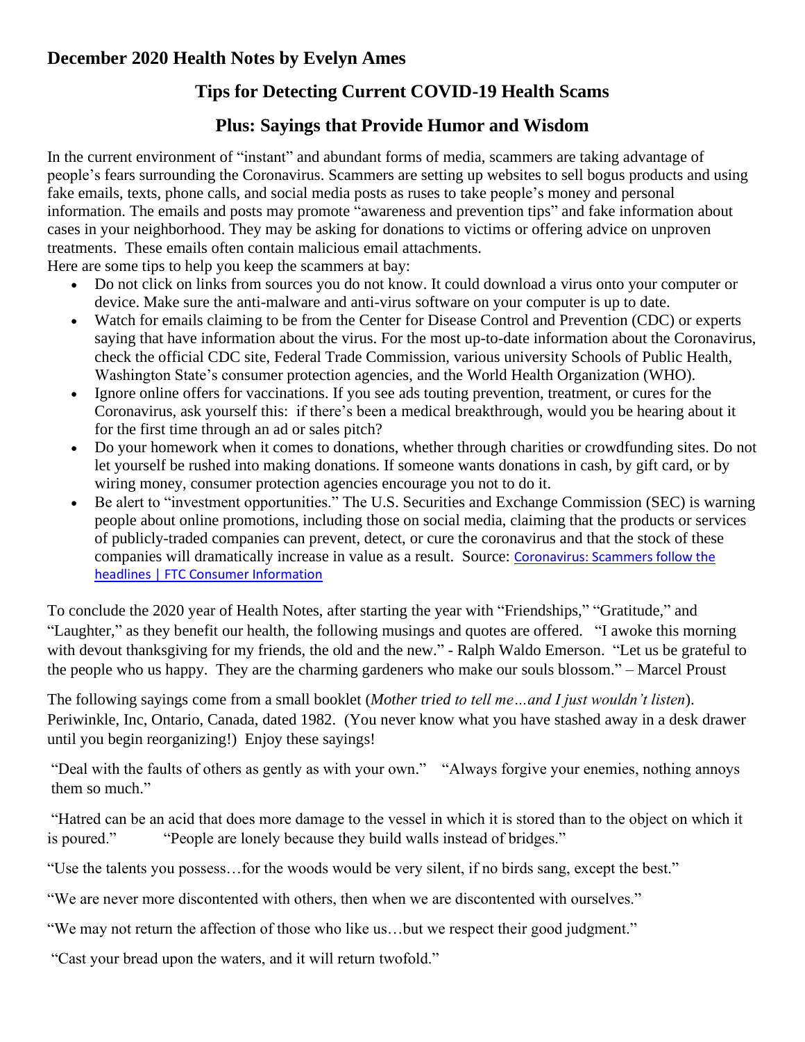## December 2020 Health Notes by Evelyn Ames

### Tips for Detecting Current COVID-19 Health Scams

### Plus: Sayings that Provide Humor and Wisdom

In the current environment of "instant" and abundant forms of media, scammers are taking advantage of people's fears surrounding the Coronavirus. Scammers are setting up websites to sell bogus products and using fake emails, texts, phone calls, and social media posts as ruses to take people's money and personal information. The emails and posts may promote "awareness and prevention tips" and fake information about cases in your neighborhood. They may be asking for donations to victims or offering advice on unproven treatments. These emails often contain malicious email attachments.

Here are some tips to help you keep the scammers at bay:

- Do not click on links from sources you do not know. It could download a virus onto your computer or device. Make sure the anti-malware and anti-virus software on your computer is up to date.
- Watch for emails claiming to be from the Center for Disease Control and Prevention (CDC) or experts saying that have information about the virus. For the most up-to-date information about the Coronavirus, check the official CDC site, Federal Trade Commission, various university Schools of Public Health, Washington State's consumer protection agencies, and the World Health Organization (WHO).
- Ignore online offers for vaccinations. If you see ads touting prevention, treatment, or cures for the Coronavirus, ask yourself this: if there's been a medical breakthrough, would you be hearing about it for the first time through an ad or sales pitch?
- Do your homework when it comes to donations, whether through charities or crowdfunding sites. Do not let yourself be rushed into making donations. If someone wants donations in cash, by gift card, or by wiring money, consumer protection agencies encourage you not to do it.
- Be alert to "investment opportunities." The U.S. Securities and Exchange Commission (SEC) is warning people about online promotions, including those on social media, claiming that the products or services of publicly-traded companies can prevent, detect, or cure the coronavirus and that the stock of these companies will dramatically increase in value as a result. Source: Coronavirus: Scammers follow the headlines | FTC Consumer Information

To conclude the 2020 year of Health Notes, after starting the year with "Friendships," "Gratitude," and "Laughter," as they benefit our health, the following musings and quotes are offered. "I awoke this morning with devout thanksgiving for my friends, the old and the new." - Ralph Waldo Emerson. "Let us be grateful to the people who us happy. They are the charming gardeners who make our souls blossom." – Marcel Proust

The following sayings come from a small booklet (*Mother tried to tell me…and I just wouldn't listen*). Periwinkle, Inc, Ontario, Canada, dated 1982. (You never know what you have stashed away in a desk drawer until you begin reorganizing!) Enjoy these sayings!

"Deal with the faults of others as gently as with your own." "Always forgive your enemies, nothing annoys them so much."

"Hatred can be an acid that does more damage to the vessel in which it is stored than to the object on which it is poured." "People are lonely because they build walls instead of bridges."

"Use the talents you possess…for the woods would be very silent, if no birds sang, except the best."

"We are never more discontented with others, then when we are discontented with ourselves."

"We may not return the affection of those who like us…but we respect their good judgment."

"Cast your bread upon the waters, and it will return twofold."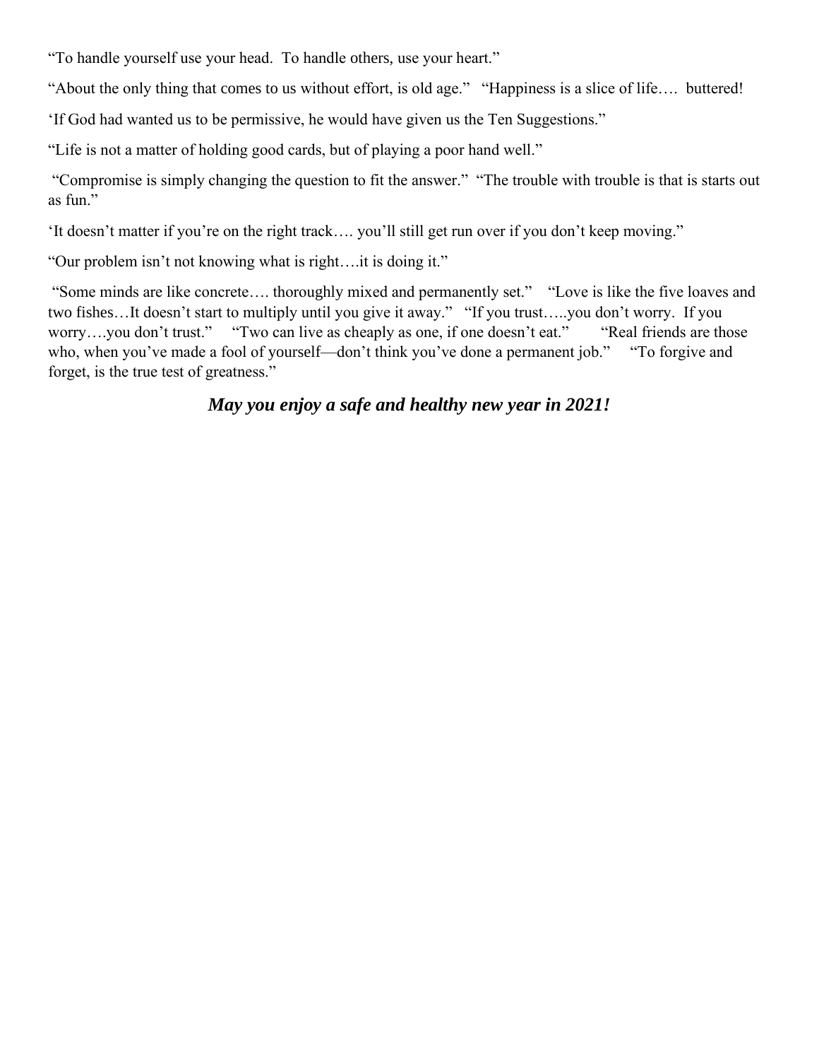"To handle yourself use your head. To handle others, use your heart."

"About the only thing that comes to us without effort, is old age." "Happiness is a slice of life…. buttered!

'If God had wanted us to be permissive, he would have given us the Ten Suggestions."

"Life is not a matter of holding good cards, but of playing a poor hand well."

"Compromise is simply changing the question to fit the answer." "The trouble with trouble is that is starts out as fun."

'It doesn't matter if you're on the right track…. you'll still get run over if you don't keep moving."

"Our problem isn't not knowing what is right….it is doing it."

"Some minds are like concrete…. thoroughly mixed and permanently set." "Love is like the five loaves and two fishes…It doesn't start to multiply until you give it away." "If you trust…..you don't worry. If you worry….you don't trust." "Two can live as cheaply as one, if one doesn't eat." "Real friends are those who, when you've made a fool of yourself—don't think you've done a permanent job." "To forgive and forget, is the true test of greatness."

***May you enjoy a safe and healthy new year in 2021!***